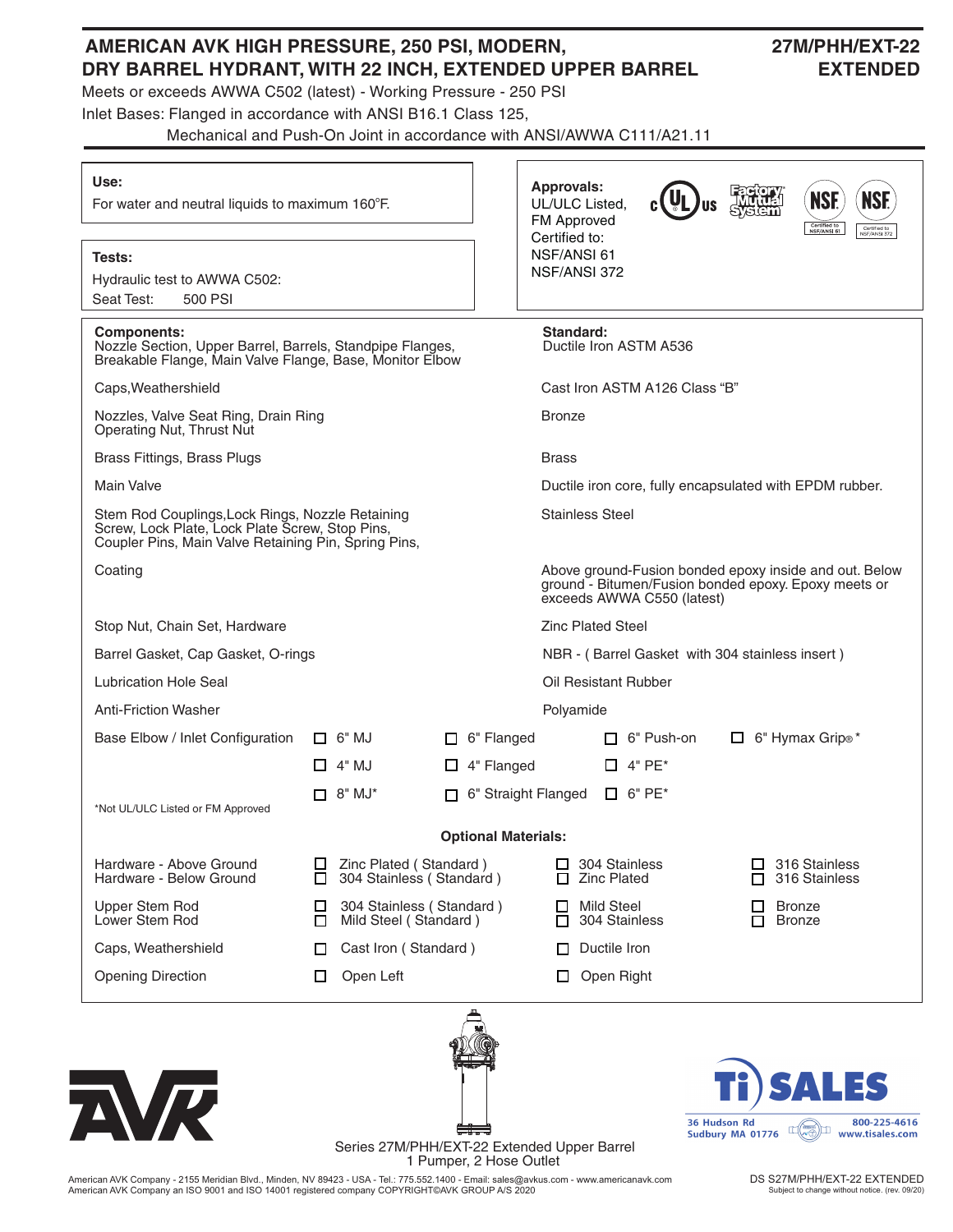# AMERICAN AVK HIGH PRESSURE, 250 PSI, MODERN, DRY BARREL HYDRANT, WITH 22 INCH, EXTENDED UPPER BARREL

**27M/PHH/EXT-22 EXTENDED**

Meets or exceeds AWWA C502 (latest) - Working Pressure - 250 PSI

Inlet Bases: Flanged in accordance with ANSI B16.1 Class 125,
Mechanical and Push-On Joint in accordance with ANSI/AWWA C111/A21.11

**Use:**
For water and neutral liquids to maximum 160°F.

**Tests:**
Hydraulic test to AWWA C502:
Seat Test: 500 PSI

**Approvals:**
UL/ULC Listed,
FM Approved
Certified to:
NSF/ANSI 61
NSF/ANSI 372

| Components: | Standard: |
|---|---|
| Nozzle Section, Upper Barrel, Barrels, Standpipe Flanges, Breakable Flange, Main Valve Flange, Base, Monitor Elbow | Ductile Iron ASTM A536 |
| Caps, Weathershield | Cast Iron ASTM A126 Class "B" |
| Nozzles, Valve Seat Ring, Drain Ring Operating Nut, Thrust Nut | Bronze |
| Brass Fittings, Brass Plugs | Brass |
| Main Valve | Ductile iron core, fully encapsulated with EPDM rubber. |
| Stem Rod Couplings, Lock Rings, Nozzle Retaining Screw, Lock Plate, Lock Plate Screw, Stop Pins, Coupler Pins, Main Valve Retaining Pin, Spring Pins, | Stainless Steel |
| Coating | Above ground-Fusion bonded epoxy inside and out. Below ground - Bitumen/Fusion bonded epoxy. Epoxy meets or exceeds AWWA C550 (latest) |
| Stop Nut, Chain Set, Hardware | Zinc Plated Steel |
| Barrel Gasket, Cap Gasket, O-rings | NBR - ( Barrel Gasket with 304 stainless insert ) |
| Lubrication Hole Seal | Oil Resistant Rubber |
| Anti-Friction Washer | Polyamide |

| Base Elbow / Inlet Configuration | | | | |
|---|---|---|---|---|
| | ☐ 6" MJ | ☐ 6" Flanged | ☐ 6" Push-on | ☐ 6" Hymax Grip® * |
| | ☐ 4" MJ | ☐ 4" Flanged | ☐ 4" PE* | |
| | ☐ 8" MJ* | ☐ 6" Straight Flanged | ☐ 6" PE* | |

*Not UL/ULC Listed or FM Approved

**Optional Materials:**

| | | | |
|---|---|---|---|
| Hardware - Above Ground | ☐ Zinc Plated ( Standard ) | ☐ 304 Stainless | ☐ 316 Stainless |
| Hardware - Below Ground | ☐ 304 Stainless ( Standard ) | ☐ Zinc Plated | ☐ 316 Stainless |
| Upper Stem Rod | ☐ 304 Stainless ( Standard ) | ☐ Mild Steel | ☐ Bronze |
| Lower Stem Rod | ☐ Mild Steel ( Standard ) | ☐ 304 Stainless | ☐ Bronze |
| Caps, Weathershield | ☐ Cast Iron ( Standard ) | ☐ Ductile Iron | |
| Opening Direction | ☐ Open Left | ☐ Open Right | |

Series 27M/PHH/EXT-22 Extended Upper Barrel
1 Pumper, 2 Hose Outlet

Ti SALES
36 Hudson Rd, Sudbury MA 01776
800-225-4616
www.tisales.com

American AVK Company - 2155 Meridian Blvd., Minden, NV 89423 - USA - Tel.: 775.552.1400 - Email: sales@avkus.com - www.americanavk.com
American AVK Company an ISO 9001 and ISO 14001 registered company COPYRIGHT©AVK GROUP A/S 2020

DS S27M/PHH/EXT-22 EXTENDED
Subject to change without notice. (rev. 09/20)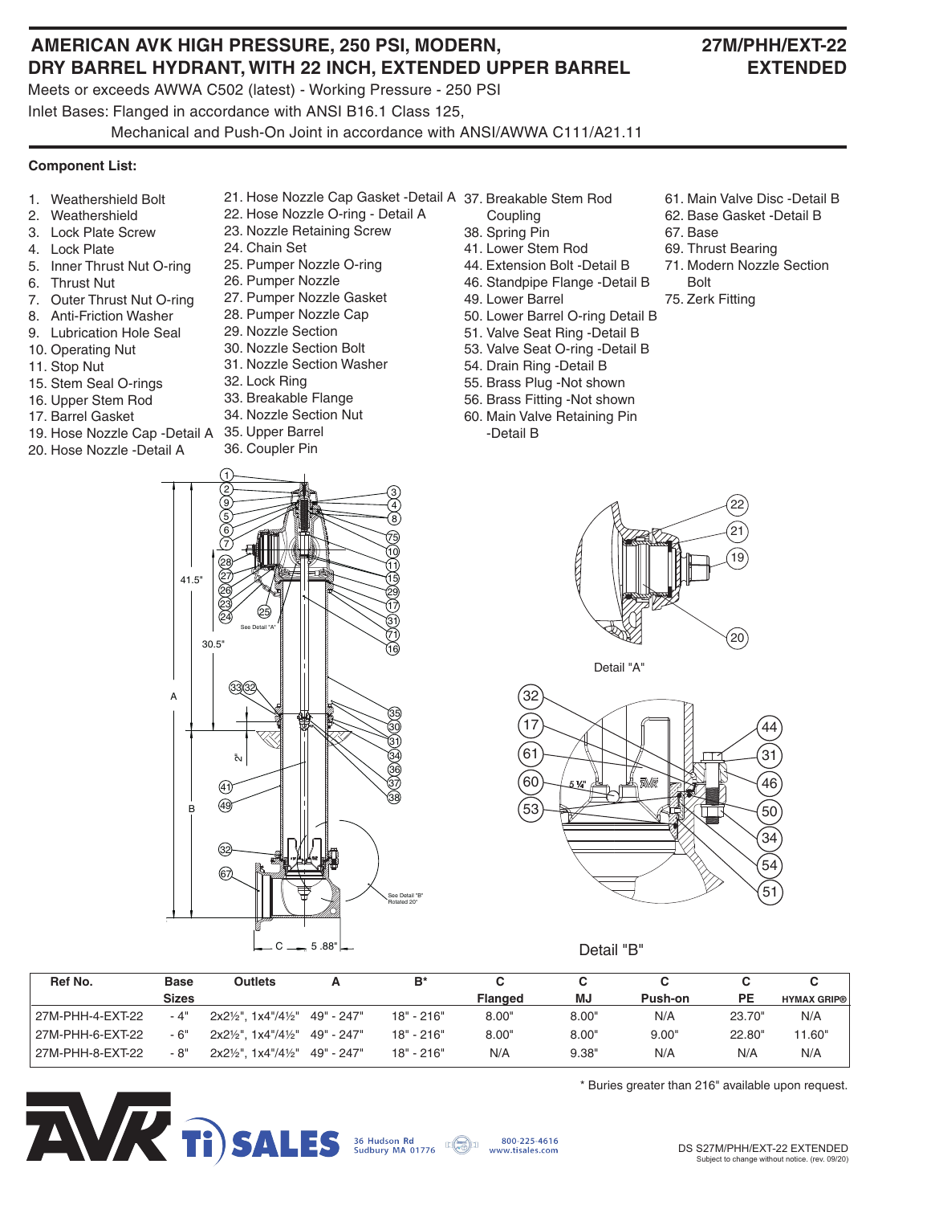# AMERICAN AVK HIGH PRESSURE, 250 PSI, MODERN, DRY BARREL HYDRANT, WITH 22 INCH, EXTENDED UPPER BARREL

**27M/PHH/EXT-22 EXTENDED**

Meets or exceeds AWWA C502 (latest) - Working Pressure - 250 PSI

Inlet Bases: Flanged in accordance with ANSI B16.1 Class 125,
Mechanical and Push-On Joint in accordance with ANSI/AWWA C111/A21.11

**Component List:**

1. Weathershield Bolt
2. Weathershield
3. Lock Plate Screw
4. Lock Plate
5. Inner Thrust Nut O-ring
6. Thrust Nut
7. Outer Thrust Nut O-ring
8. Anti-Friction Washer
9. Lubrication Hole Seal
10. Operating Nut
11. Stop Nut
15. Stem Seal O-rings
16. Upper Stem Rod
17. Barrel Gasket
19. Hose Nozzle Cap -Detail A
20. Hose Nozzle -Detail A
21. Hose Nozzle Cap Gasket -Detail A
22. Hose Nozzle O-ring - Detail A
23. Nozzle Retaining Screw
24. Chain Set
25. Pumper Nozzle O-ring
26. Pumper Nozzle
27. Pumper Nozzle Gasket
28. Pumper Nozzle Cap
29. Nozzle Section
30. Nozzle Section Bolt
31. Nozzle Section Washer
32. Lock Ring
33. Breakable Flange
34. Nozzle Section Nut
35. Upper Barrel
36. Coupler Pin
37. Breakable Stem Rod Coupling
38. Spring Pin
41. Lower Stem Rod
44. Extension Bolt -Detail B
46. Standpipe Flange -Detail B
49. Lower Barrel
50. Lower Barrel O-ring Detail B
51. Valve Seat Ring -Detail B
53. Valve Seat O-ring -Detail B
54. Drain Ring -Detail B
55. Brass Plug -Not shown
56. Brass Fitting -Not shown
60. Main Valve Retaining Pin -Detail B
61. Main Valve Disc -Detail B
62. Base Gasket -Detail B
67. Base
69. Thrust Bearing
71. Modern Nozzle Section Bolt
75. Zerk Fitting

41.5"
30.5"
2"
A
B
C
5.88"
See Detail "A"
See Detail "B" Rotated 20°
5 1/4"

Detail "A"

Detail "B"

| Ref No. | Base Sizes | Outlets | A | B* | C Flanged | C MJ | C Push-on | C PE | C HYMAX GRIP® |
|---|---|---|---|---|---|---|---|---|---|
| 27M-PHH-4-EXT-22 | - 4" | 2x2½", 1x4"/4½" | 49" - 247" | 18" - 216" | 8.00" | 8.00" | N/A | 23.70" | N/A |
| 27M-PHH-6-EXT-22 | - 6" | 2x2½", 1x4"/4½" | 49" - 247" | 18" - 216" | 8.00" | 8.00" | 9.00" | 22.80" | 11.60" |
| 27M-PHH-8-EXT-22 | - 8" | 2x2½", 1x4"/4½" | 49" - 247" | 18" - 216" | N/A | 9.38" | N/A | N/A | N/A |

\* Buries greater than 216" available upon request.

Ti SALES 36 Hudson Rd Sudbury MA 01776 800-225-4616 www.tisales.com

DS S27M/PHH/EXT-22 EXTENDED
Subject to change without notice. (rev. 09/20)